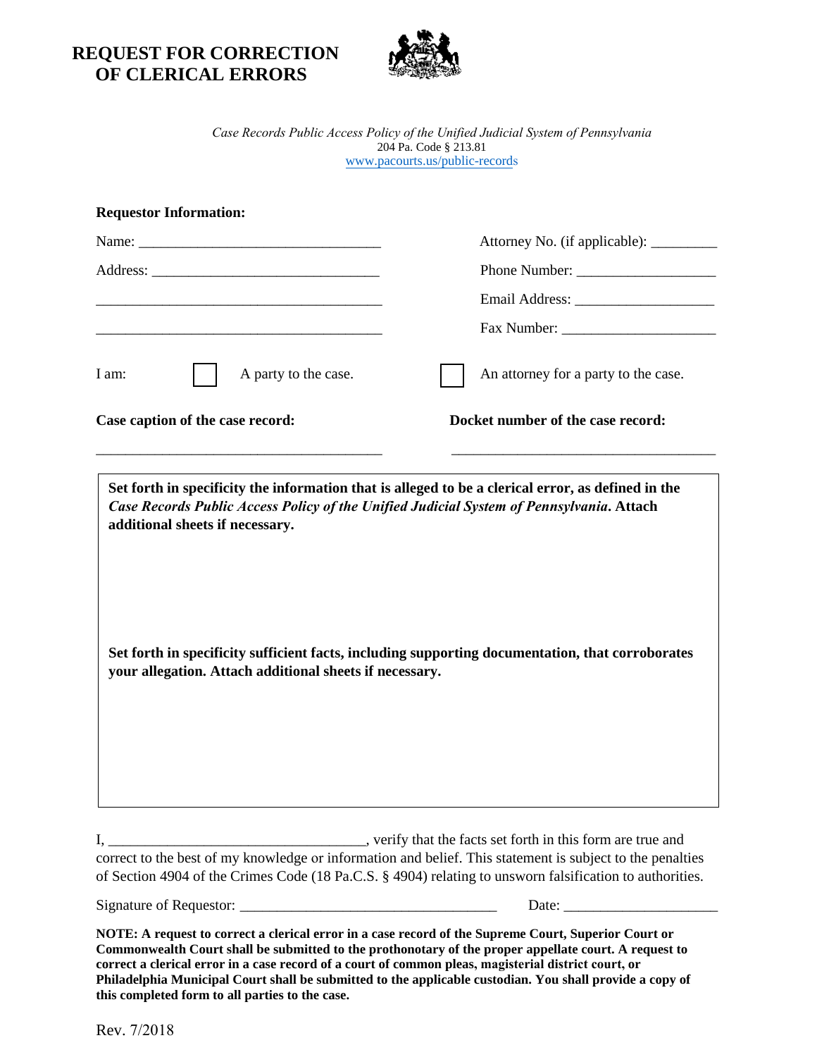# REQUEST FOR CORRECTION OF CLERICAL ERRORS

*Case Records Public Access Policy of the Unified Judicial System of Pennsylvania*
204 Pa. Code § 213.81
www.pacourts.us/public-records

**Requestor Information:**

Name: ________________________________ Attorney No. (if applicable): _________

Address: ______________________________ Phone Number: ___________________

______________________________________ Email Address: ___________________

______________________________________ Fax Number: _____________________

I am: ☐ A party to the case. ☐ An attorney for a party to the case.

**Case caption of the case record:** ______________________________________

**Docket number of the case record:** ______________________________________

**Set forth in specificity the information that is alleged to be a clerical error, as defined in the *Case Records Public Access Policy of the Unified Judicial System of Pennsylvania*. Attach additional sheets if necessary.**

**Set forth in specificity sufficient facts, including supporting documentation, that corroborates your allegation. Attach additional sheets if necessary.**

I, __________________________________, verify that the facts set forth in this form are true and correct to the best of my knowledge or information and belief. This statement is subject to the penalties of Section 4904 of the Crimes Code (18 Pa.C.S. § 4904) relating to unsworn falsification to authorities.

Signature of Requestor: ___________________________________ Date: _____________________

**NOTE: A request to correct a clerical error in a case record of the Supreme Court, Superior Court or Commonwealth Court shall be submitted to the prothonotary of the proper appellate court. A request to correct a clerical error in a case record of a court of common pleas, magisterial district court, or Philadelphia Municipal Court shall be submitted to the applicable custodian. You shall provide a copy of this completed form to all parties to the case.**

Rev. 7/2018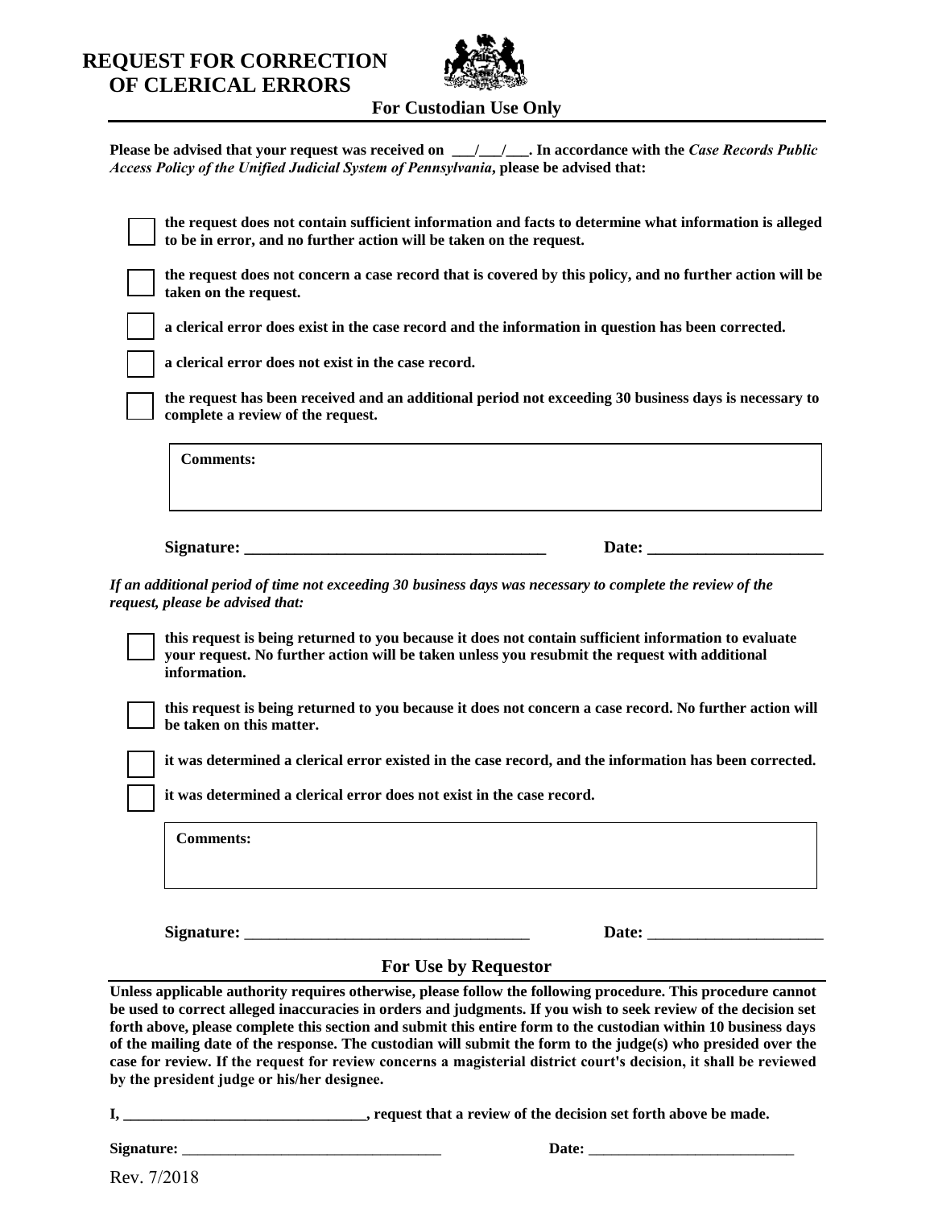# REQUEST FOR CORRECTION OF CLERICAL ERRORS

## For Custodian Use Only

**Please be advised that your request was received on \_\_\_/\_\_\_/\_\_\_. In accordance with the *Case Records Public Access Policy of the Unified Judicial System of Pennsylvania*, please be advised that:**

- ☐ **the request does not contain sufficient information and facts to determine what information is alleged to be in error, and no further action will be taken on the request.**
- ☐ **the request does not concern a case record that is covered by this policy, and no further action will be taken on the request.**
- ☐ **a clerical error does exist in the case record and the information in question has been corrected.**
- ☐ **a clerical error does not exist in the case record.**
- ☐ **the request has been received and an additional period not exceeding 30 business days is necessary to complete a review of the request.**

**Comments:**

**Signature:** \_\_\_\_\_\_\_\_\_\_\_\_\_\_\_\_\_\_\_\_\_\_\_\_\_\_\_\_\_\_\_\_\_\_\_\_\_\_ **Date:** \_\_\_\_\_\_\_\_\_\_\_\_\_\_\_\_\_\_\_\_\_\_

***If an additional period of time not exceeding 30 business days was necessary to complete the review of the request, please be advised that:***

- ☐ **this request is being returned to you because it does not contain sufficient information to evaluate your request. No further action will be taken unless you resubmit the request with additional information.**
- ☐ **this request is being returned to you because it does not concern a case record. No further action will be taken on this matter.**
- ☐ **it was determined a clerical error existed in the case record, and the information has been corrected.**
- ☐ **it was determined a clerical error does not exist in the case record.**

**Comments:**

**Signature:** \_\_\_\_\_\_\_\_\_\_\_\_\_\_\_\_\_\_\_\_\_\_\_\_\_\_\_\_\_\_\_\_\_\_\_\_\_\_ **Date:** \_\_\_\_\_\_\_\_\_\_\_\_\_\_\_\_\_\_\_\_\_\_

## For Use by Requestor

**Unless applicable authority requires otherwise, please follow the following procedure. This procedure cannot be used to correct alleged inaccuracies in orders and judgments. If you wish to seek review of the decision set forth above, please complete this section and submit this entire form to the custodian within 10 business days of the mailing date of the response. The custodian will submit the form to the judge(s) who presided over the case for review. If the request for review concerns a magisterial district court's decision, it shall be reviewed by the president judge or his/her designee.**

**I, \_\_\_\_\_\_\_\_\_\_\_\_\_\_\_\_\_\_\_\_\_\_\_\_\_\_\_\_\_\_\_\_, request that a review of the decision set forth above be made.**

**Signature:** \_\_\_\_\_\_\_\_\_\_\_\_\_\_\_\_\_\_\_\_\_\_\_\_\_\_\_\_\_\_\_\_\_\_\_\_ **Date:** \_\_\_\_\_\_\_\_\_\_\_\_\_\_\_\_\_\_\_\_\_\_\_\_\_\_\_\_

Rev. 7/2018